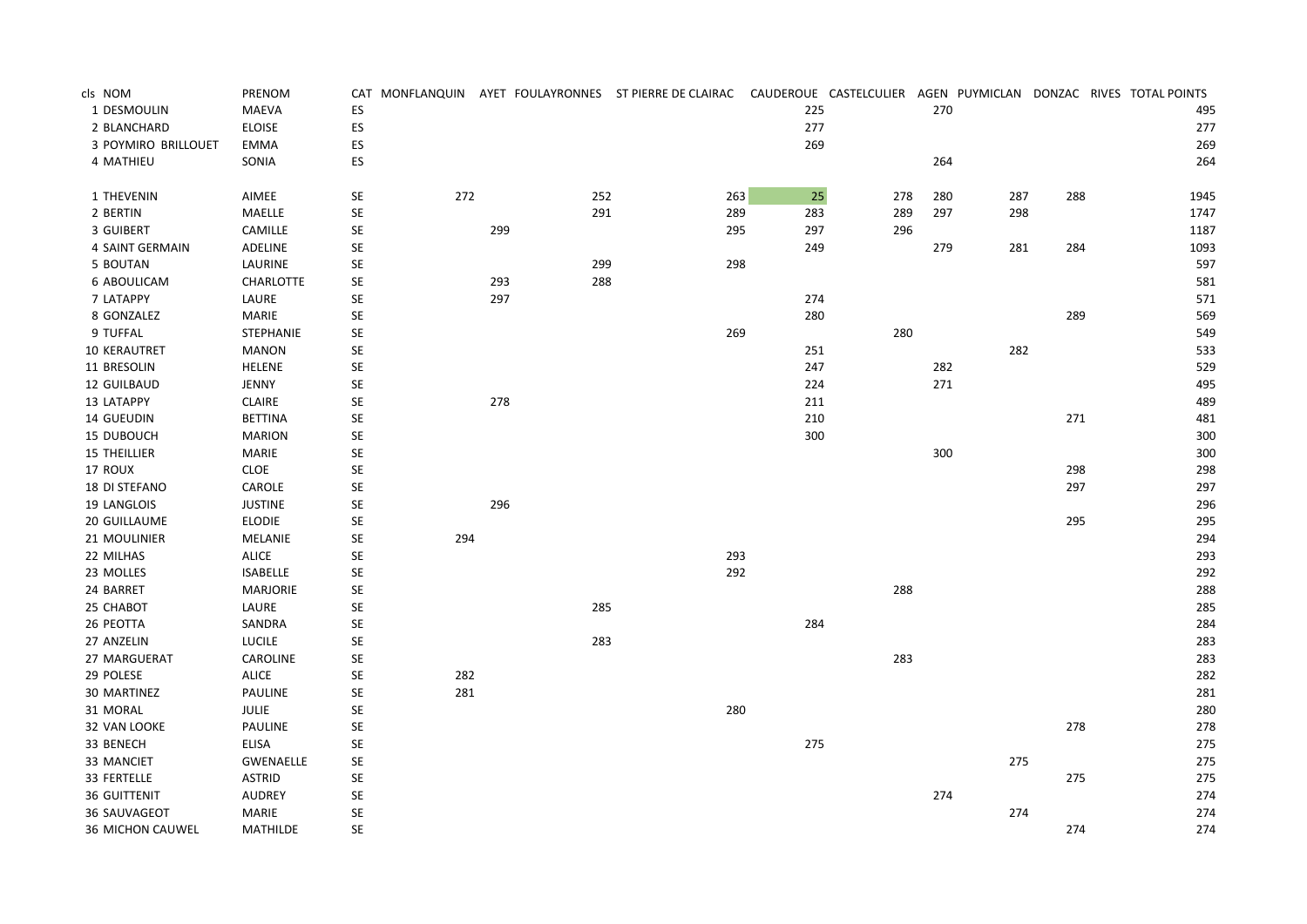| cls | NOM | PRENOM | CAT | MONFLANQUIN | AYET | FOULAYRONNES | ST PIERRE DE CLAIRAC | CAUDEROUE | CASTELCULIER | AGEN | PUYMICLAN | DONZAC | RIVES | TOTAL POINTS |
|---|---|---|---|---|---|---|---|---|---|---|---|---|---|---|
| 1 | DESMOULIN | MAEVA | ES | | | | | 225 | | 270 | | | | 495 |
| 2 | BLANCHARD | ELOISE | ES | | | | | 277 | | | | | | 277 |
| 3 | POYMIRO BRILLOUET | EMMA | ES | | | | | 269 | | | | | | 269 |
| 4 | MATHIEU | SONIA | ES | | | | | | | 264 | | | | 264 |
| | | | | | | | | | | | | | | |
| 1 | THEVENIN | AIMEE | SE | 272 | | 252 | 263 | 25 | 278 | 280 | 287 | 288 | | 1945 |
| 2 | BERTIN | MAELLE | SE | | | 291 | 289 | 283 | 289 | 297 | 298 | | | 1747 |
| 3 | GUIBERT | CAMILLE | SE | | 299 | | 295 | 297 | 296 | | | | | 1187 |
| 4 | SAINT GERMAIN | ADELINE | SE | | | | | 249 | | 279 | 281 | 284 | | 1093 |
| 5 | BOUTAN | LAURINE | SE | | | 299 | 298 | | | | | | | 597 |
| 6 | ABOULICAM | CHARLOTTE | SE | | 293 | 288 | | | | | | | | 581 |
| 7 | LATAPPY | LAURE | SE | | 297 | | | 274 | | | | | | 571 |
| 8 | GONZALEZ | MARIE | SE | | | | | 280 | | | | 289 | | 569 |
| 9 | TUFFAL | STEPHANIE | SE | | | | 269 | | 280 | | | | | 549 |
| 10 | KERAUTRET | MANON | SE | | | | | 251 | | | 282 | | | 533 |
| 11 | BRESOLIN | HELENE | SE | | | | | 247 | | 282 | | | | 529 |
| 12 | GUILBAUD | JENNY | SE | | | | | 224 | | 271 | | | | 495 |
| 13 | LATAPPY | CLAIRE | SE | | 278 | | | 211 | | | | | | 489 |
| 14 | GUEUDIN | BETTINA | SE | | | | | 210 | | | | 271 | | 481 |
| 15 | DUBOUCH | MARION | SE | | | | | 300 | | | | | | 300 |
| 15 | THEILLIER | MARIE | SE | | | | | | | 300 | | | | 300 |
| 17 | ROUX | CLOE | SE | | | | | | | | | 298 | | 298 |
| 18 | DI STEFANO | CAROLE | SE | | | | | | | | | 297 | | 297 |
| 19 | LANGLOIS | JUSTINE | SE | | 296 | | | | | | | | | 296 |
| 20 | GUILLAUME | ELODIE | SE | | | | | | | | | 295 | | 295 |
| 21 | MOULINIER | MELANIE | SE | 294 | | | | | | | | | | 294 |
| 22 | MILHAS | ALICE | SE | | | | 293 | | | | | | | 293 |
| 23 | MOLLES | ISABELLE | SE | | | | 292 | | | | | | | 292 |
| 24 | BARRET | MARJORIE | SE | | | | | | 288 | | | | | 288 |
| 25 | CHABOT | LAURE | SE | | | 285 | | | | | | | | 285 |
| 26 | PEOTTA | SANDRA | SE | | | | | 284 | | | | | | 284 |
| 27 | ANZELIN | LUCILE | SE | | | 283 | | | | | | | | 283 |
| 27 | MARGUERAT | CAROLINE | SE | | | | | | 283 | | | | | 283 |
| 29 | POLESE | ALICE | SE | 282 | | | | | | | | | | 282 |
| 30 | MARTINEZ | PAULINE | SE | 281 | | | | | | | | | | 281 |
| 31 | MORAL | JULIE | SE | | | | 280 | | | | | | | 280 |
| 32 | VAN LOOKE | PAULINE | SE | | | | | | | | | 278 | | 278 |
| 33 | BENECH | ELISA | SE | | | | | 275 | | | | | | 275 |
| 33 | MANCIET | GWENAELLE | SE | | | | | | | | 275 | | | 275 |
| 33 | FERTELLE | ASTRID | SE | | | | | | | | | 275 | | 275 |
| 36 | GUITTENIT | AUDREY | SE | | | | | | | 274 | | | | 274 |
| 36 | SAUVAGEOT | MARIE | SE | | | | | | | | 274 | | | 274 |
| 36 | MICHON CAUWEL | MATHILDE | SE | | | | | | | | | 274 | | 274 |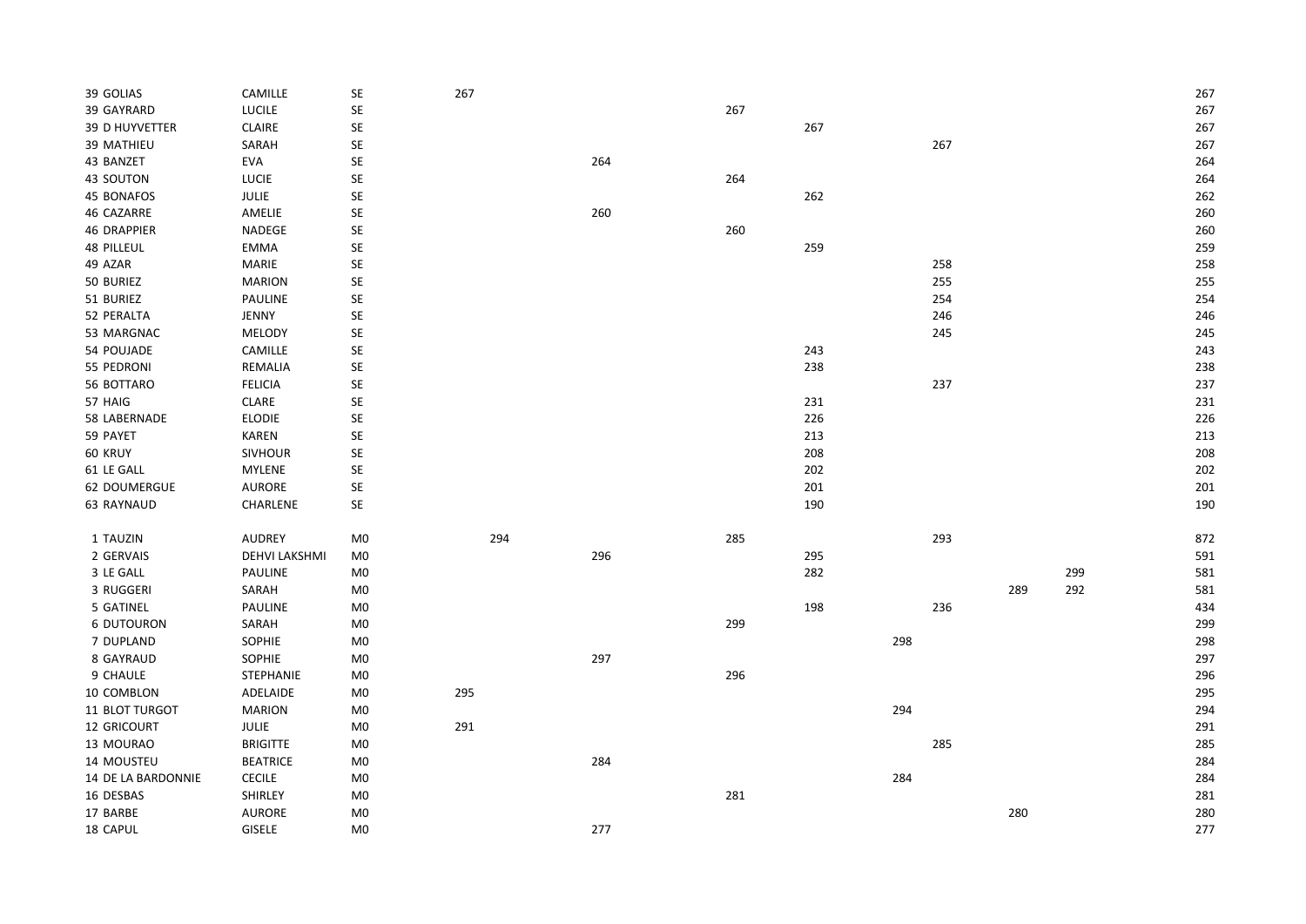| | | | | | | | | | | | | |
|---|---|---|---|---|---|---|---|---|---|---|---|---|
| 39 GOLIAS | CAMILLE | SE | 267 | | | | | | | | | 267 |
| 39 GAYRARD | LUCILE | SE | | | | 267 | | | | | | 267 |
| 39 D HUYVETTER | CLAIRE | SE | | | | | 267 | | | | | 267 |
| 39 MATHIEU | SARAH | SE | | | | | | | 267 | | | 267 |
| 43 BANZET | EVA | SE | | | 264 | | | | | | | 264 |
| 43 SOUTON | LUCIE | SE | | | | 264 | | | | | | 264 |
| 45 BONAFOS | JULIE | SE | | | | | 262 | | | | | 262 |
| 46 CAZARRE | AMELIE | SE | | | 260 | | | | | | | 260 |
| 46 DRAPPIER | NADEGE | SE | | | | 260 | | | | | | 260 |
| 48 PILLEUL | EMMA | SE | | | | | 259 | | | | | 259 |
| 49 AZAR | MARIE | SE | | | | | | | 258 | | | 258 |
| 50 BURIEZ | MARION | SE | | | | | | | 255 | | | 255 |
| 51 BURIEZ | PAULINE | SE | | | | | | | 254 | | | 254 |
| 52 PERALTA | JENNY | SE | | | | | | | 246 | | | 246 |
| 53 MARGNAC | MELODY | SE | | | | | | | 245 | | | 245 |
| 54 POUJADE | CAMILLE | SE | | | | | 243 | | | | | 243 |
| 55 PEDRONI | REMALIA | SE | | | | | 238 | | | | | 238 |
| 56 BOTTARO | FELICIA | SE | | | | | | | 237 | | | 237 |
| 57 HAIG | CLARE | SE | | | | | 231 | | | | | 231 |
| 58 LABERNADE | ELODIE | SE | | | | | 226 | | | | | 226 |
| 59 PAYET | KAREN | SE | | | | | 213 | | | | | 213 |
| 60 KRUY | SIVHOUR | SE | | | | | 208 | | | | | 208 |
| 61 LE GALL | MYLENE | SE | | | | | 202 | | | | | 202 |
| 62 DOUMERGUE | AURORE | SE | | | | | 201 | | | | | 201 |
| 63 RAYNAUD | CHARLENE | SE | | | | | 190 | | | | | 190 |
| | | | | | | | | | | | | |
| 1 TAUZIN | AUDREY | M0 | | 294 | | 285 | | | 293 | | | 872 |
| 2 GERVAIS | DEHVI LAKSHMI | M0 | | | 296 | | 295 | | | | | 591 |
| 3 LE GALL | PAULINE | M0 | | | | | 282 | | | | 299 | 581 |
| 3 RUGGERI | SARAH | M0 | | | | | | | | 289 | 292 | 581 |
| 5 GATINEL | PAULINE | M0 | | | | | 198 | | 236 | | | 434 |
| 6 DUTOURON | SARAH | M0 | | | | 299 | | | | | | 299 |
| 7 DUPLAND | SOPHIE | M0 | | | | | | 298 | | | | 298 |
| 8 GAYRAUD | SOPHIE | M0 | | | 297 | | | | | | | 297 |
| 9 CHAULE | STEPHANIE | M0 | | | | 296 | | | | | | 296 |
| 10 COMBLON | ADELAIDE | M0 | 295 | | | | | | | | | 295 |
| 11 BLOT TURGOT | MARION | M0 | | | | | | 294 | | | | 294 |
| 12 GRICOURT | JULIE | M0 | 291 | | | | | | | | | 291 |
| 13 MOURAO | BRIGITTE | M0 | | | | | | | 285 | | | 285 |
| 14 MOUSTEU | BEATRICE | M0 | | | 284 | | | | | | | 284 |
| 14 DE LA BARDONNIE | CECILE | M0 | | | | | | 284 | | | | 284 |
| 16 DESBAS | SHIRLEY | M0 | | | | 281 | | | | | | 281 |
| 17 BARBE | AURORE | M0 | | | | | | | | 280 | | 280 |
| 18 CAPUL | GISELE | M0 | | | 277 | | | | | | | 277 |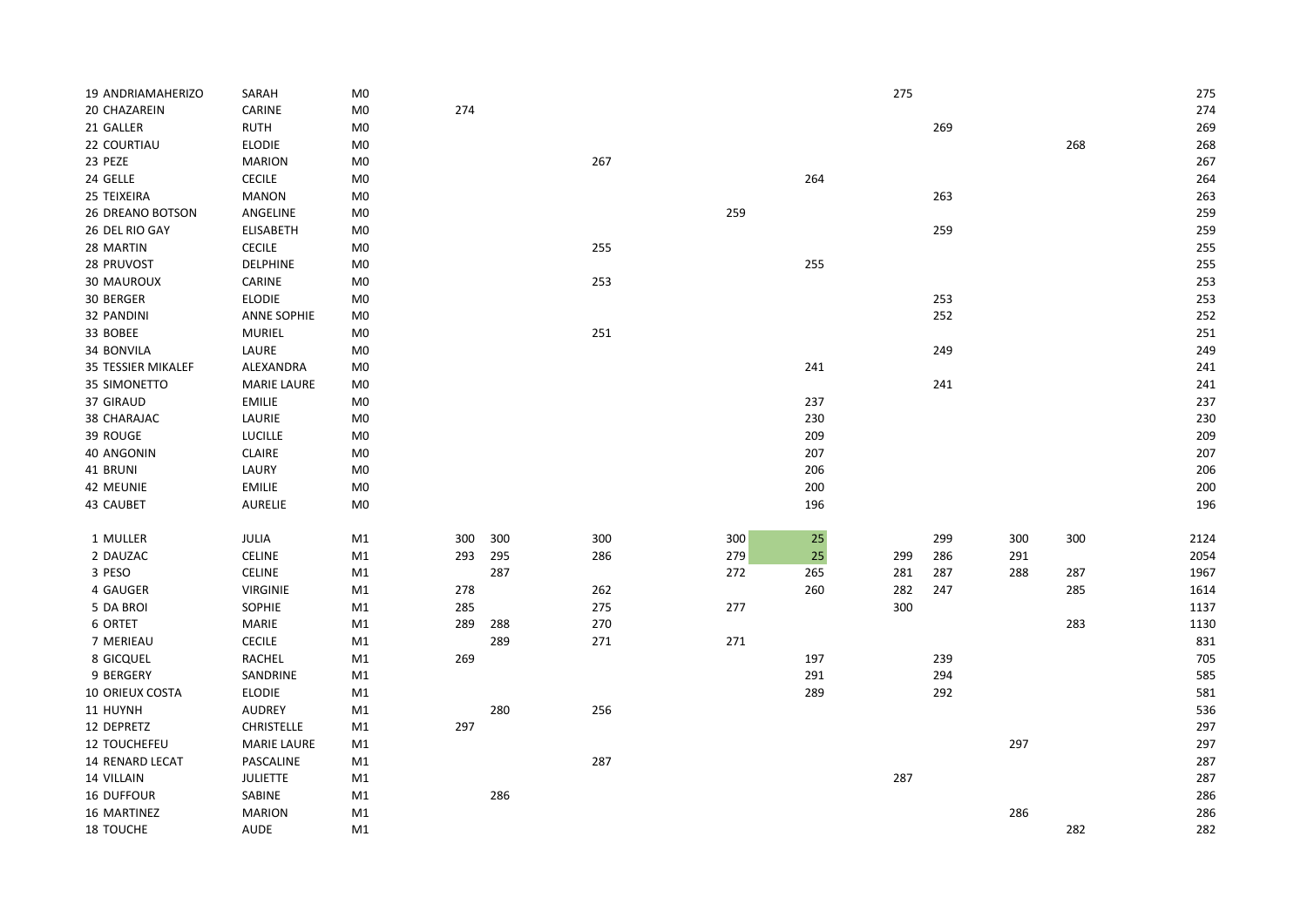| | | | | | | | | | | | | |
|---|---|---|---|---|---|---|---|---|---|---|---|---|
| 19 ANDRIAMAHERIZO | SARAH | M0 | | | | | | 275 | | | | 275 |
| 20 CHAZAREIN | CARINE | M0 | 274 | | | | | | | | | 274 |
| 21 GALLER | RUTH | M0 | | | | | | | 269 | | | 269 |
| 22 COURTIAU | ELODIE | M0 | | | | | | | | | 268 | 268 |
| 23 PEZE | MARION | M0 | | | 267 | | | | | | | 267 |
| 24 GELLE | CECILE | M0 | | | | | 264 | | | | | 264 |
| 25 TEIXEIRA | MANON | M0 | | | | | | | 263 | | | 263 |
| 26 DREANO BOTSON | ANGELINE | M0 | | | | 259 | | | | | | 259 |
| 26 DEL RIO GAY | ELISABETH | M0 | | | | | | | 259 | | | 259 |
| 28 MARTIN | CECILE | M0 | | | 255 | | | | | | | 255 |
| 28 PRUVOST | DELPHINE | M0 | | | | | 255 | | | | | 255 |
| 30 MAUROUX | CARINE | M0 | | | 253 | | | | | | | 253 |
| 30 BERGER | ELODIE | M0 | | | | | | | 253 | | | 253 |
| 32 PANDINI | ANNE SOPHIE | M0 | | | | | | | 252 | | | 252 |
| 33 BOBEE | MURIEL | M0 | | | 251 | | | | | | | 251 |
| 34 BONVILA | LAURE | M0 | | | | | | | 249 | | | 249 |
| 35 TESSIER MIKALEF | ALEXANDRA | M0 | | | | | 241 | | | | | 241 |
| 35 SIMONETTO | MARIE LAURE | M0 | | | | | | | 241 | | | 241 |
| 37 GIRAUD | EMILIE | M0 | | | | | 237 | | | | | 237 |
| 38 CHARAJAC | LAURIE | M0 | | | | | 230 | | | | | 230 |
| 39 ROUGE | LUCILLE | M0 | | | | | 209 | | | | | 209 |
| 40 ANGONIN | CLAIRE | M0 | | | | | 207 | | | | | 207 |
| 41 BRUNI | LAURY | M0 | | | | | 206 | | | | | 206 |
| 42 MEUNIE | EMILIE | M0 | | | | | 200 | | | | | 200 |
| 43 CAUBET | AURELIE | M0 | | | | | 196 | | | | | 196 |
| | | | | | | | | | | | | |
| 1 MULLER | JULIA | M1 | 300 | 300 | 300 | 300 | 25 | | 299 | 300 | 300 | 2124 |
| 2 DAUZAC | CELINE | M1 | 293 | 295 | 286 | 279 | 25 | 299 | 286 | 291 | | 2054 |
| 3 PESO | CELINE | M1 | | 287 | | 272 | 265 | 281 | 287 | 288 | 287 | 1967 |
| 4 GAUGER | VIRGINIE | M1 | 278 | | 262 | | 260 | 282 | 247 | | 285 | 1614 |
| 5 DA BROI | SOPHIE | M1 | 285 | | 275 | 277 | | 300 | | | | 1137 |
| 6 ORTET | MARIE | M1 | 289 | 288 | 270 | | | | | | 283 | 1130 |
| 7 MERIEAU | CECILE | M1 | | 289 | 271 | 271 | | | | | | 831 |
| 8 GICQUEL | RACHEL | M1 | 269 | | | | 197 | | 239 | | | 705 |
| 9 BERGERY | SANDRINE | M1 | | | | | 291 | | 294 | | | 585 |
| 10 ORIEUX COSTA | ELODIE | M1 | | | | | 289 | | 292 | | | 581 |
| 11 HUYNH | AUDREY | M1 | | 280 | 256 | | | | | | | 536 |
| 12 DEPRETZ | CHRISTELLE | M1 | 297 | | | | | | | | | 297 |
| 12 TOUCHEFEU | MARIE LAURE | M1 | | | | | | | | 297 | | 297 |
| 14 RENARD LECAT | PASCALINE | M1 | | | 287 | | | | | | | 287 |
| 14 VILLAIN | JULIETTE | M1 | | | | | | 287 | | | | 287 |
| 16 DUFFOUR | SABINE | M1 | | 286 | | | | | | | | 286 |
| 16 MARTINEZ | MARION | M1 | | | | | | | | 286 | | 286 |
| 18 TOUCHE | AUDE | M1 | | | | | | | | | 282 | 282 |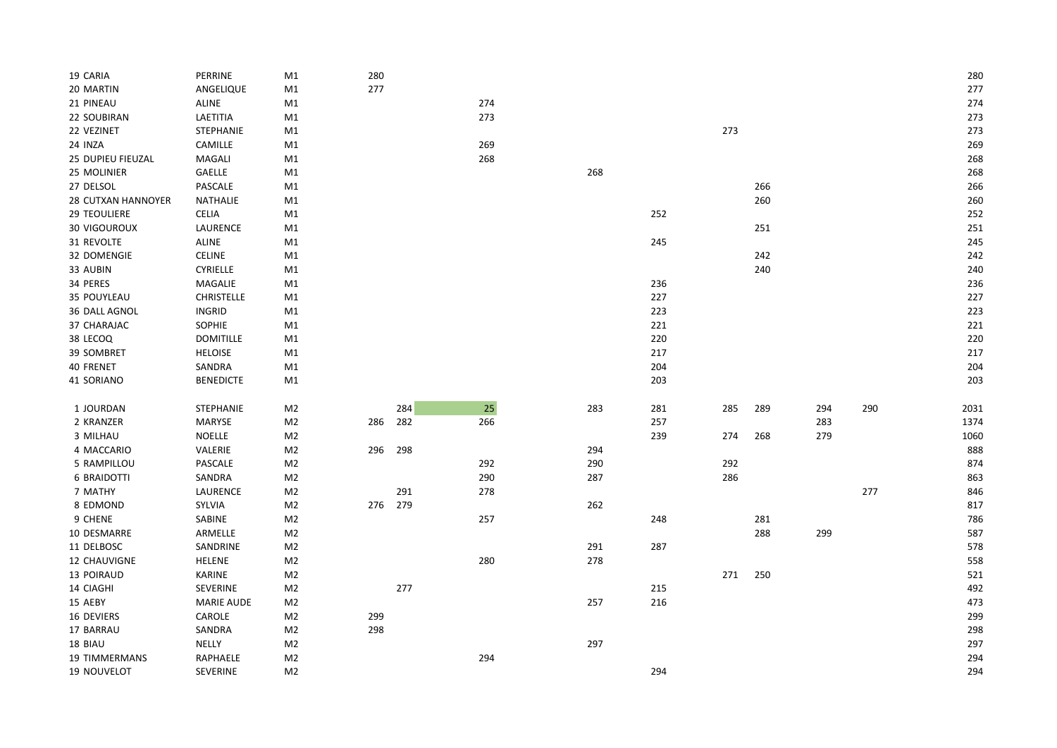| | | | | | | | | | | | | | |
|---|---|---|---|---|---|---|---|---|---|---|---|---|---|
| 19 | CARIA | PERRINE | M1 | 280 | | | | | | | | | 280 |
| 20 | MARTIN | ANGELIQUE | M1 | 277 | | | | | | | | | 277 |
| 21 | PINEAU | ALINE | M1 | | | 274 | | | | | | | 274 |
| 22 | SOUBIRAN | LAETITIA | M1 | | | 273 | | | | | | | 273 |
| 22 | VEZINET | STEPHANIE | M1 | | | | | | 273 | | | | 273 |
| 24 | INZA | CAMILLE | M1 | | | 269 | | | | | | | 269 |
| 25 | DUPIEU FIEUZAL | MAGALI | M1 | | | 268 | | | | | | | 268 |
| 25 | MOLINIER | GAELLE | M1 | | | | 268 | | | | | | 268 |
| 27 | DELSOL | PASCALE | M1 | | | | | | | 266 | | | 266 |
| 28 | CUTXAN HANNOYER | NATHALIE | M1 | | | | | | | 260 | | | 260 |
| 29 | TEOULIERE | CELIA | M1 | | | | | 252 | | | | | 252 |
| 30 | VIGOUROUX | LAURENCE | M1 | | | | | | | 251 | | | 251 |
| 31 | REVOLTE | ALINE | M1 | | | | | 245 | | | | | 245 |
| 32 | DOMENGIE | CELINE | M1 | | | | | | | 242 | | | 242 |
| 33 | AUBIN | CYRIELLE | M1 | | | | | | | 240 | | | 240 |
| 34 | PERES | MAGALIE | M1 | | | | | 236 | | | | | 236 |
| 35 | POUYLEAU | CHRISTELLE | M1 | | | | | 227 | | | | | 227 |
| 36 | DALL AGNOL | INGRID | M1 | | | | | 223 | | | | | 223 |
| 37 | CHARAJAC | SOPHIE | M1 | | | | | 221 | | | | | 221 |
| 38 | LECOQ | DOMITILLE | M1 | | | | | 220 | | | | | 220 |
| 39 | SOMBRET | HELOISE | M1 | | | | | 217 | | | | | 217 |
| 40 | FRENET | SANDRA | M1 | | | | | 204 | | | | | 204 |
| 41 | SORIANO | BENEDICTE | M1 | | | | | 203 | | | | | 203 |
| | | | | | | | | | | | | | |
| 1 | JOURDAN | STEPHANIE | M2 | | 284 | 25 | 283 | 281 | 285 | 289 | 294 | 290 | 2031 |
| 2 | KRANZER | MARYSE | M2 | 286 | 282 | 266 | | 257 | | | 283 | | 1374 |
| 3 | MILHAU | NOELLE | M2 | | | | | 239 | 274 | 268 | 279 | | 1060 |
| 4 | MACCARIO | VALERIE | M2 | 296 | 298 | | 294 | | | | | | 888 |
| 5 | RAMPILLOU | PASCALE | M2 | | | 292 | 290 | | 292 | | | | 874 |
| 6 | BRAIDOTTI | SANDRA | M2 | | | 290 | 287 | | 286 | | | | 863 |
| 7 | MATHY | LAURENCE | M2 | | 291 | 278 | | | | | | 277 | 846 |
| 8 | EDMOND | SYLVIA | M2 | 276 | 279 | | 262 | | | | | | 817 |
| 9 | CHENE | SABINE | M2 | | | 257 | | 248 | | 281 | | | 786 |
| 10 | DESMARRE | ARMELLE | M2 | | | | | | | 288 | 299 | | 587 |
| 11 | DELBOSC | SANDRINE | M2 | | | | 291 | 287 | | | | | 578 |
| 12 | CHAUVIGNE | HELENE | M2 | | | 280 | 278 | | | | | | 558 |
| 13 | POIRAUD | KARINE | M2 | | | | | | 271 | 250 | | | 521 |
| 14 | CIAGHI | SEVERINE | M2 | | 277 | | | 215 | | | | | 492 |
| 15 | AEBY | MARIE AUDE | M2 | | | | 257 | 216 | | | | | 473 |
| 16 | DEVIERS | CAROLE | M2 | 299 | | | | | | | | | 299 |
| 17 | BARRAU | SANDRA | M2 | 298 | | | | | | | | | 298 |
| 18 | BIAU | NELLY | M2 | | | | 297 | | | | | | 297 |
| 19 | TIMMERMANS | RAPHAELE | M2 | | | 294 | | | | | | | 294 |
| 19 | NOUVELOT | SEVERINE | M2 | | | | | 294 | | | | | 294 |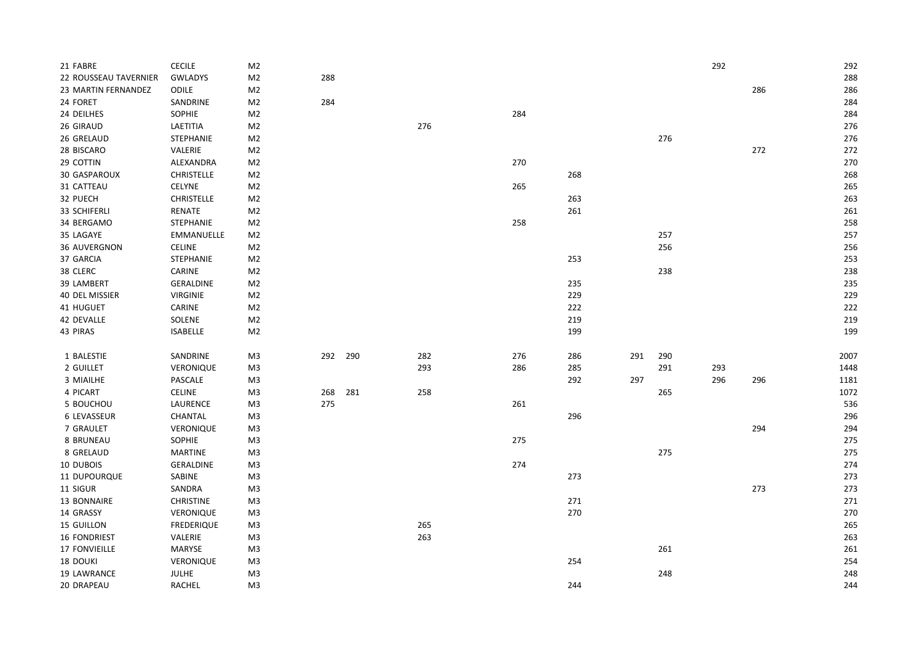| | | | | | | | | | | | | | |
|---|---|---|---|---|---|---|---|---|---|---|---|---|---|
| 21 | FABRE | CECILE | M2 | | | | | | | | 292 | | 292 |
| 22 | ROUSSEAU TAVERNIER | GWLADYS | M2 | 288 | | | | | | | | | 288 |
| 23 | MARTIN FERNANDEZ | ODILE | M2 | | | | | | | | | 286 | 286 |
| 24 | FORET | SANDRINE | M2 | 284 | | | | | | | | | 284 |
| 24 | DEILHES | SOPHIE | M2 | | | | 284 | | | | | | 284 |
| 26 | GIRAUD | LAETITIA | M2 | | | 276 | | | | | | | 276 |
| 26 | GRELAUD | STEPHANIE | M2 | | | | | | | 276 | | | 276 |
| 28 | BISCARO | VALERIE | M2 | | | | | | | | | 272 | 272 |
| 29 | COTTIN | ALEXANDRA | M2 | | | | 270 | | | | | | 270 |
| 30 | GASPAROUX | CHRISTELLE | M2 | | | | | 268 | | | | | 268 |
| 31 | CATTEAU | CELYNE | M2 | | | | 265 | | | | | | 265 |
| 32 | PUECH | CHRISTELLE | M2 | | | | | 263 | | | | | 263 |
| 33 | SCHIFERLI | RENATE | M2 | | | | | 261 | | | | | 261 |
| 34 | BERGAMO | STEPHANIE | M2 | | | | 258 | | | | | | 258 |
| 35 | LAGAYE | EMMANUELLE | M2 | | | | | | | 257 | | | 257 |
| 36 | AUVERGNON | CELINE | M2 | | | | | | | 256 | | | 256 |
| 37 | GARCIA | STEPHANIE | M2 | | | | | 253 | | | | | 253 |
| 38 | CLERC | CARINE | M2 | | | | | | | 238 | | | 238 |
| 39 | LAMBERT | GERALDINE | M2 | | | | | 235 | | | | | 235 |
| 40 | DEL MISSIER | VIRGINIE | M2 | | | | | 229 | | | | | 229 |
| 41 | HUGUET | CARINE | M2 | | | | | 222 | | | | | 222 |
| 42 | DEVALLE | SOLENE | M2 | | | | | 219 | | | | | 219 |
| 43 | PIRAS | ISABELLE | M2 | | | | | 199 | | | | | 199 |
| | | | | | | | | | | | | | |
| 1 | BALESTIE | SANDRINE | M3 | 292 | 290 | 282 | 276 | 286 | 291 | 290 | | | 2007 |
| 2 | GUILLET | VERONIQUE | M3 | | | 293 | 286 | 285 | | 291 | 293 | | 1448 |
| 3 | MIAILHE | PASCALE | M3 | | | | | 292 | 297 | | 296 | 296 | 1181 |
| 4 | PICART | CELINE | M3 | 268 | 281 | 258 | | | | 265 | | | 1072 |
| 5 | BOUCHOU | LAURENCE | M3 | 275 | | | 261 | | | | | | 536 |
| 6 | LEVASSEUR | CHANTAL | M3 | | | | | 296 | | | | | 296 |
| 7 | GRAULET | VERONIQUE | M3 | | | | | | | | | 294 | 294 |
| 8 | BRUNEAU | SOPHIE | M3 | | | | 275 | | | | | | 275 |
| 8 | GRELAUD | MARTINE | M3 | | | | | | | 275 | | | 275 |
| 10 | DUBOIS | GERALDINE | M3 | | | | 274 | | | | | | 274 |
| 11 | DUPOURQUE | SABINE | M3 | | | | | 273 | | | | | 273 |
| 11 | SIGUR | SANDRA | M3 | | | | | | | | | 273 | 273 |
| 13 | BONNAIRE | CHRISTINE | M3 | | | | | 271 | | | | | 271 |
| 14 | GRASSY | VERONIQUE | M3 | | | | | 270 | | | | | 270 |
| 15 | GUILLON | FREDERIQUE | M3 | | | 265 | | | | | | | 265 |
| 16 | FONDRIEST | VALERIE | M3 | | | 263 | | | | | | | 263 |
| 17 | FONVIEILLE | MARYSE | M3 | | | | | | | 261 | | | 261 |
| 18 | DOUKI | VERONIQUE | M3 | | | | | 254 | | | | | 254 |
| 19 | LAWRANCE | JULHE | M3 | | | | | | | 248 | | | 248 |
| 20 | DRAPEAU | RACHEL | M3 | | | | | 244 | | | | | 244 |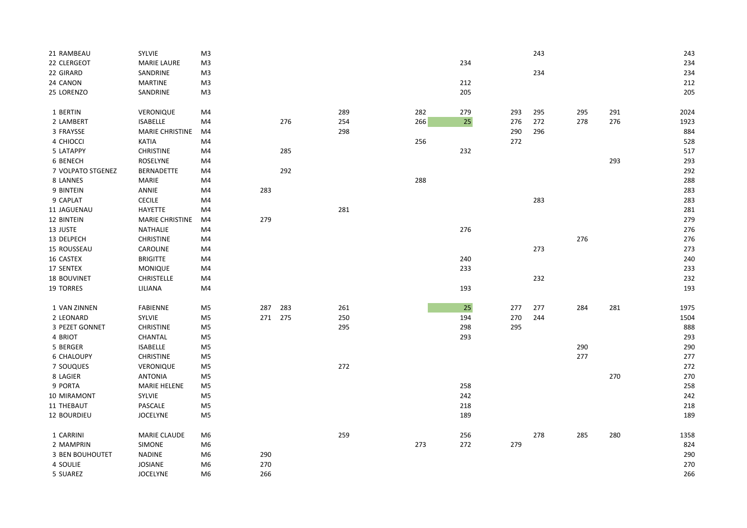| | | | | | | | | | | | | | |
|---|---|---|---|---|---|---|---|---|---|---|---|---|---|
| 21 | RAMBEAU | SYLVIE | M3 | | | | | | | 243 | | | 243 |
| 22 | CLERGEOT | MARIE LAURE | M3 | | | | | 234 | | | | | 234 |
| 22 | GIRARD | SANDRINE | M3 | | | | | | | 234 | | | 234 |
| 24 | CANON | MARTINE | M3 | | | | | 212 | | | | | 212 |
| 25 | LORENZO | SANDRINE | M3 | | | | | 205 | | | | | 205 |
| | | | | | | | | | | | | | |
| 1 | BERTIN | VERONIQUE | M4 | | | 289 | 282 | 279 | 293 | 295 | 295 | 291 | 2024 |
| 2 | LAMBERT | ISABELLE | M4 | | 276 | 254 | 266 | 25 | 276 | 272 | 278 | 276 | 1923 |
| 3 | FRAYSSE | MARIE CHRISTINE | M4 | | | 298 | | | 290 | 296 | | | 884 |
| 4 | CHIOCCI | KATIA | M4 | | | | 256 | | 272 | | | | 528 |
| 5 | LATAPPY | CHRISTINE | M4 | | 285 | | | 232 | | | | | 517 |
| 6 | BENECH | ROSELYNE | M4 | | | | | | | | | 293 | 293 |
| 7 | VOLPATO STGENEZ | BERNADETTE | M4 | | 292 | | | | | | | | 292 |
| 8 | LANNES | MARIE | M4 | | | | 288 | | | | | | 288 |
| 9 | BINTEIN | ANNIE | M4 | 283 | | | | | | | | | 283 |
| 9 | CAPLAT | CECILE | M4 | | | | | | | 283 | | | 283 |
| 11 | JAGUENAU | HAYETTE | M4 | | | 281 | | | | | | | 281 |
| 12 | BINTEIN | MARIE CHRISTINE | M4 | 279 | | | | | | | | | 279 |
| 13 | JUSTE | NATHALIE | M4 | | | | | 276 | | | | | 276 |
| 13 | DELPECH | CHRISTINE | M4 | | | | | | | | 276 | | 276 |
| 15 | ROUSSEAU | CAROLINE | M4 | | | | | | | 273 | | | 273 |
| 16 | CASTEX | BRIGITTE | M4 | | | | | 240 | | | | | 240 |
| 17 | SENTEX | MONIQUE | M4 | | | | | 233 | | | | | 233 |
| 18 | BOUVINET | CHRISTELLE | M4 | | | | | | | 232 | | | 232 |
| 19 | TORRES | LILIANA | M4 | | | | | 193 | | | | | 193 |
| | | | | | | | | | | | | | |
| 1 | VAN ZINNEN | FABIENNE | M5 | 287 | 283 | 261 | | 25 | 277 | 277 | 284 | 281 | 1975 |
| 2 | LEONARD | SYLVIE | M5 | 271 | 275 | 250 | | 194 | 270 | 244 | | | 1504 |
| 3 | PEZET GONNET | CHRISTINE | M5 | | | 295 | | 298 | 295 | | | | 888 |
| 4 | BRIOT | CHANTAL | M5 | | | | | 293 | | | | | 293 |
| 5 | BERGER | ISABELLE | M5 | | | | | | | | 290 | | 290 |
| 6 | CHALOUPY | CHRISTINE | M5 | | | | | | | | 277 | | 277 |
| 7 | SOUQUES | VERONIQUE | M5 | | | 272 | | | | | | | 272 |
| 8 | LAGIER | ANTONIA | M5 | | | | | | | | | 270 | 270 |
| 9 | PORTA | MARIE HELENE | M5 | | | | | 258 | | | | | 258 |
| 10 | MIRAMONT | SYLVIE | M5 | | | | | 242 | | | | | 242 |
| 11 | THEBAUT | PASCALE | M5 | | | | | 218 | | | | | 218 |
| 12 | BOURDIEU | JOCELYNE | M5 | | | | | 189 | | | | | 189 |
| | | | | | | | | | | | | | |
| 1 | CARRINI | MARIE CLAUDE | M6 | | | 259 | | 256 | | 278 | 285 | 280 | 1358 |
| 2 | MAMPRIN | SIMONE | M6 | | | | 273 | 272 | 279 | | | | 824 |
| 3 | BEN BOUHOUTET | NADINE | M6 | 290 | | | | | | | | | 290 |
| 4 | SOULIE | JOSIANE | M6 | 270 | | | | | | | | | 270 |
| 5 | SUAREZ | JOCELYNE | M6 | 266 | | | | | | | | | 266 |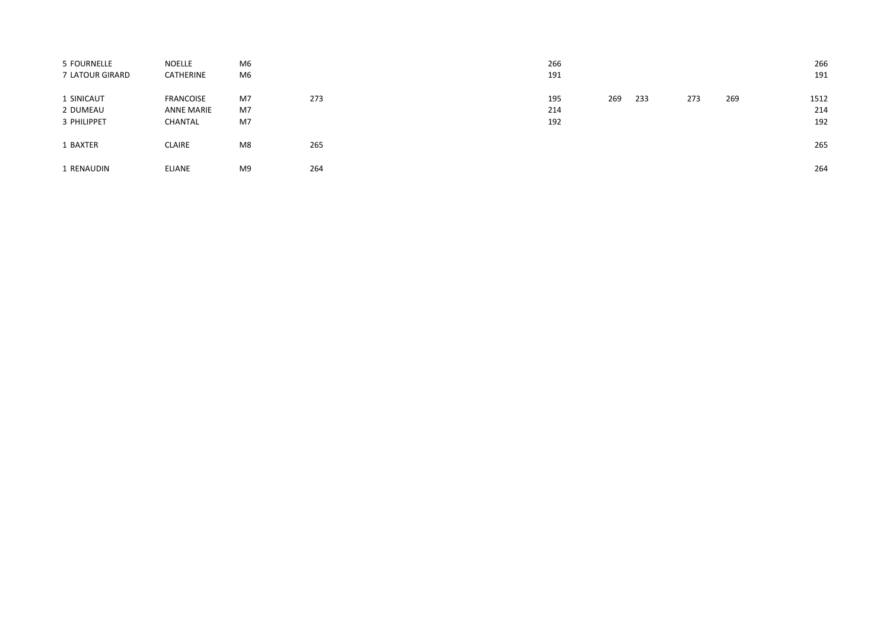| | | | | | | | | | |
|---|---|---|---|---|---|---|---|---|---|
| 5 FOURNELLE | NOELLE | M6 | | 266 | | | | | 266 |
| 7 LATOUR GIRARD | CATHERINE | M6 | | 191 | | | | | 191 |
| 1 SINICAUT | FRANCOISE | M7 | 273 | 195 | 269 | 233 | 273 | 269 | 1512 |
| 2 DUMEAU | ANNE MARIE | M7 | | 214 | | | | | 214 |
| 3 PHILIPPET | CHANTAL | M7 | | 192 | | | | | 192 |
| 1 BAXTER | CLAIRE | M8 | 265 | | | | | | 265 |
| 1 RENAUDIN | ELIANE | M9 | 264 | | | | | | 264 |